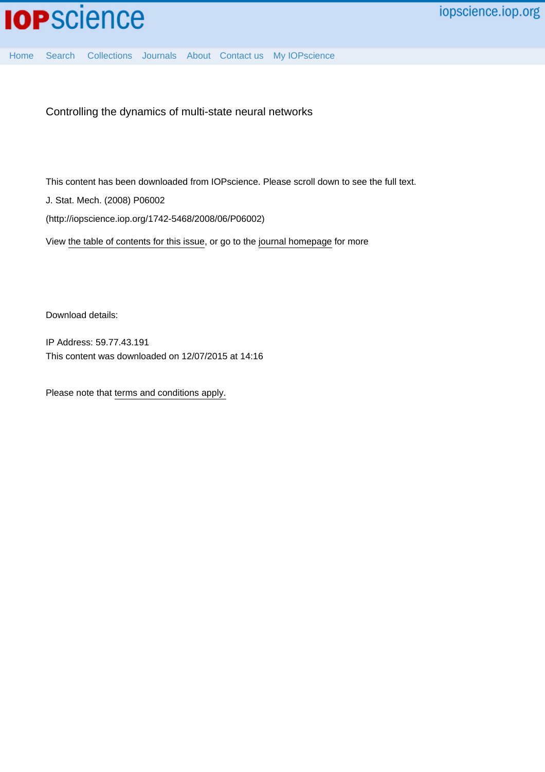Controlling the dynamics of multi-state neural networks

This content has been downloaded from IOPscience. Please scroll down to see the full text.

J. Stat. Mech. (2008) P06002

(http://iopscience.iop.org/1742-5468/2008/06/P06002)

View the table of contents for this issue, or go to the journal homepage for more

Download details:

IP Address: 59.77.43.191

This content was downloaded on 12/07/2015 at 14:16

Please note that terms and conditions apply.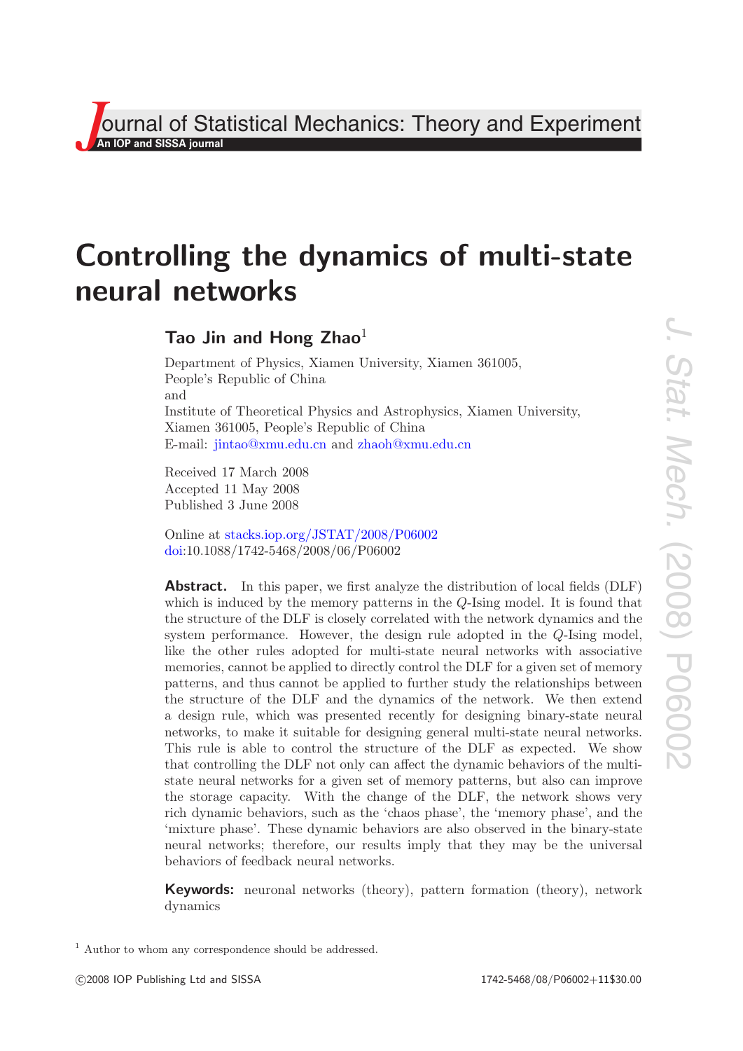# Controlling the dynamics of multi-state neural networks

## Tao Jin and Hong Zhao[1]

Department of Physics, Xiamen University, Xiamen 361005, People's Republic of China
and
Institute of Theoretical Physics and Astrophysics, Xiamen University, Xiamen 361005, People's Republic of China
E-mail: jintao@xmu.edu.cn and zhaoh@xmu.edu.cn

Received 17 March 2008
Accepted 11 May 2008
Published 3 June 2008

Online at stacks.iop.org/JSTAT/2008/P06002
doi:10.1088/1742-5468/2008/06/P06002

**Abstract.** In this paper, we first analyze the distribution of local fields (DLF) which is induced by the memory patterns in the $Q$-Ising model. It is found that the structure of the DLF is closely correlated with the network dynamics and the system performance. However, the design rule adopted in the $Q$-Ising model, like the other rules adopted for multi-state neural networks with associative memories, cannot be applied to directly control the DLF for a given set of memory patterns, and thus cannot be applied to further study the relationships between the structure of the DLF and the dynamics of the network. We then extend a design rule, which was presented recently for designing binary-state neural networks, to make it suitable for designing general multi-state neural networks. This rule is able to control the structure of the DLF as expected. We show that controlling the DLF not only can affect the dynamic behaviors of the multi-state neural networks for a given set of memory patterns, but also can improve the storage capacity. With the change of the DLF, the network shows very rich dynamic behaviors, such as the 'chaos phase', the 'memory phase', and the 'mixture phase'. These dynamic behaviors are also observed in the binary-state neural networks; therefore, our results imply that they may be the universal behaviors of feedback neural networks.

**Keywords:** neuronal networks (theory), pattern formation (theory), network dynamics

[1] Author to whom any correspondence should be addressed.

©2008 IOP Publishing Ltd and SISSA 1742-5468/08/P06002+11$30.00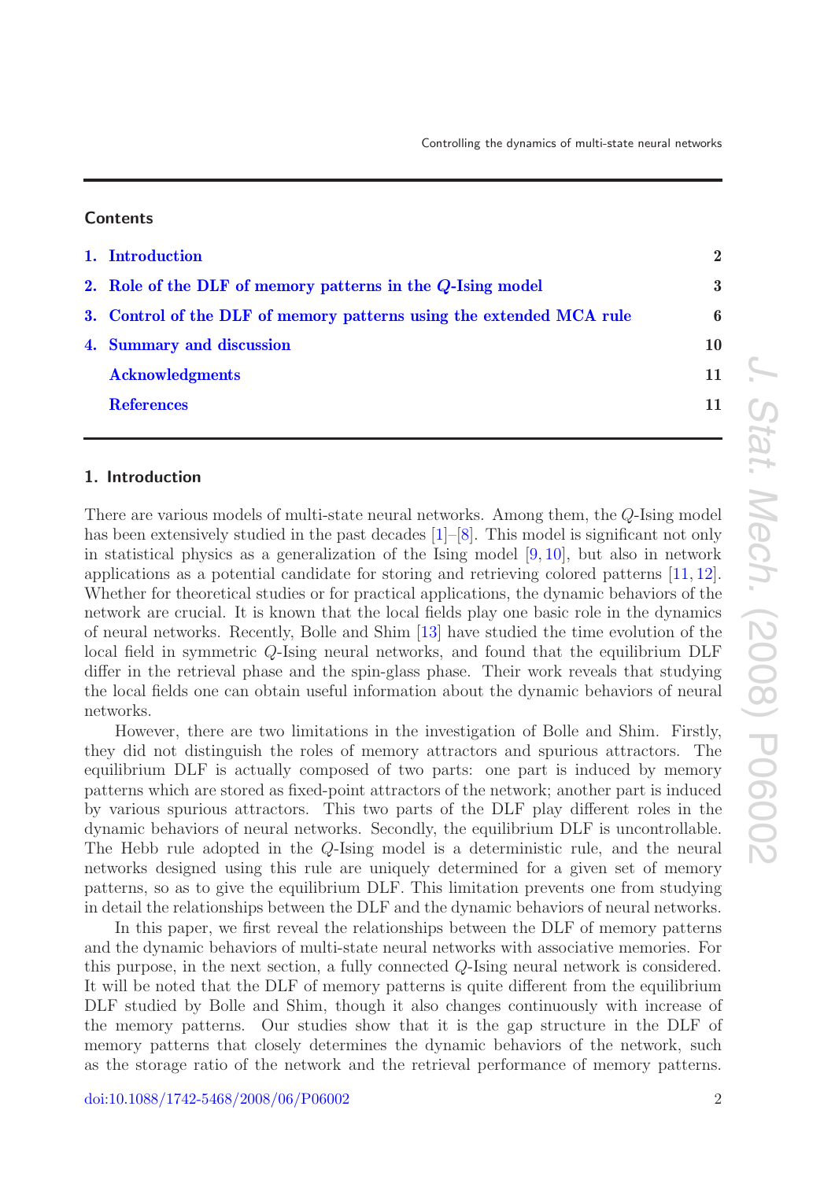## Contents

1. Introduction 2
2. Role of the DLF of memory patterns in the $Q$-Ising model 3
3. Control of the DLF of memory patterns using the extended MCA rule 6
4. Summary and discussion 10

Acknowledgments 11

References 11

## 1. Introduction

There are various models of multi-state neural networks. Among them, the $Q$-Ising model has been extensively studied in the past decades [1]–[8]. This model is significant not only in statistical physics as a generalization of the Ising model [9, 10], but also in network applications as a potential candidate for storing and retrieving colored patterns [11, 12]. Whether for theoretical studies or for practical applications, the dynamic behaviors of the network are crucial. It is known that the local fields play one basic role in the dynamics of neural networks. Recently, Bolle and Shim [13] have studied the time evolution of the local field in symmetric $Q$-Ising neural networks, and found that the equilibrium DLF differ in the retrieval phase and the spin-glass phase. Their work reveals that studying the local fields one can obtain useful information about the dynamic behaviors of neural networks.

However, there are two limitations in the investigation of Bolle and Shim. Firstly, they did not distinguish the roles of memory attractors and spurious attractors. The equilibrium DLF is actually composed of two parts: one part is induced by memory patterns which are stored as fixed-point attractors of the network; another part is induced by various spurious attractors. This two parts of the DLF play different roles in the dynamic behaviors of neural networks. Secondly, the equilibrium DLF is uncontrollable. The Hebb rule adopted in the $Q$-Ising model is a deterministic rule, and the neural networks designed using this rule are uniquely determined for a given set of memory patterns, so as to give the equilibrium DLF. This limitation prevents one from studying in detail the relationships between the DLF and the dynamic behaviors of neural networks.

In this paper, we first reveal the relationships between the DLF of memory patterns and the dynamic behaviors of multi-state neural networks with associative memories. For this purpose, in the next section, a fully connected $Q$-Ising neural network is considered. It will be noted that the DLF of memory patterns is quite different from the equilibrium DLF studied by Bolle and Shim, though it also changes continuously with increase of the memory patterns. Our studies show that it is the gap structure in the DLF of memory patterns that closely determines the dynamic behaviors of the network, such as the storage ratio of the network and the retrieval performance of memory patterns.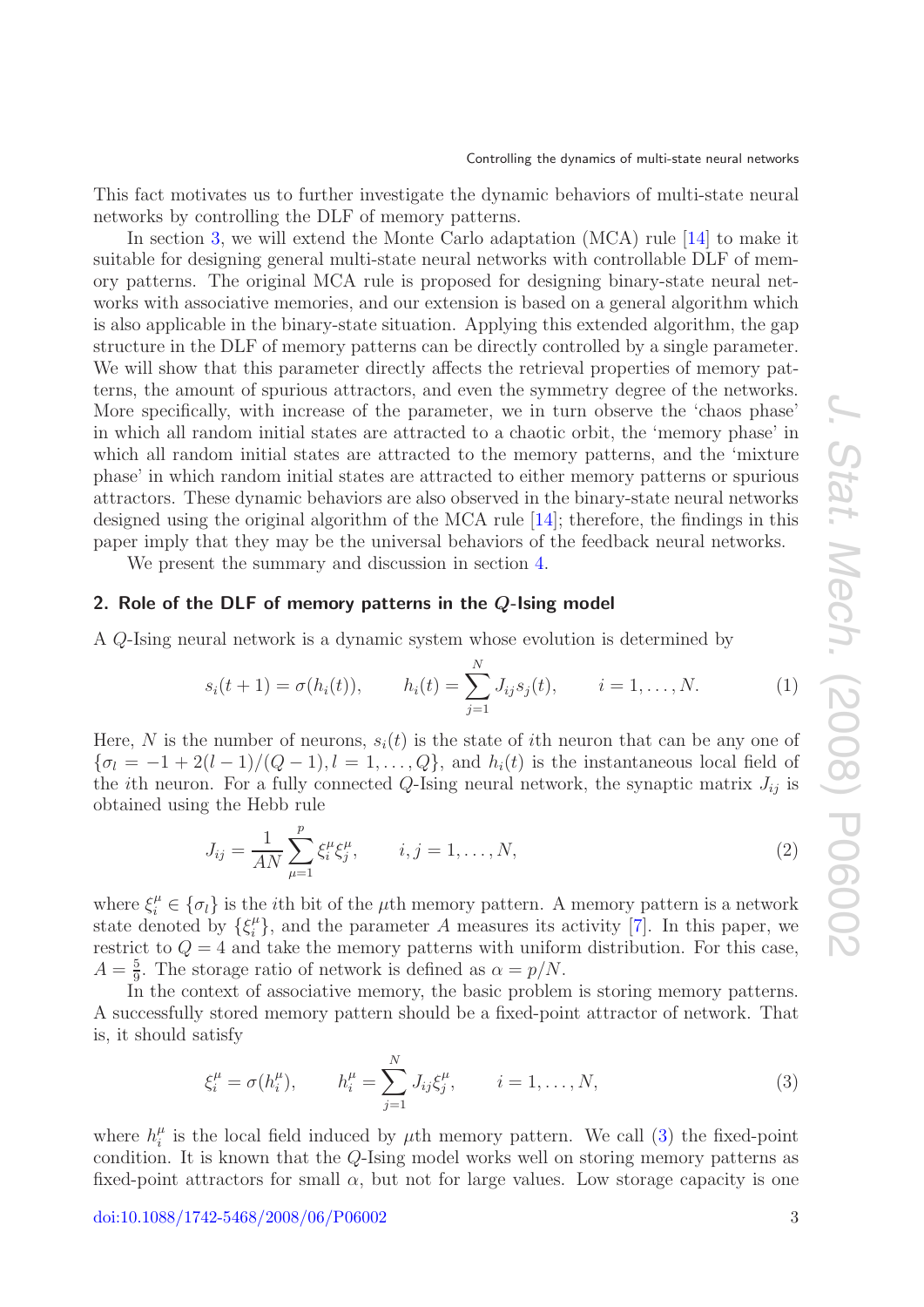This fact motivates us to further investigate the dynamic behaviors of multi-state neural networks by controlling the DLF of memory patterns.

In section 3, we will extend the Monte Carlo adaptation (MCA) rule [14] to make it suitable for designing general multi-state neural networks with controllable DLF of memory patterns. The original MCA rule is proposed for designing binary-state neural networks with associative memories, and our extension is based on a general algorithm which is also applicable in the binary-state situation. Applying this extended algorithm, the gap structure in the DLF of memory patterns can be directly controlled by a single parameter. We will show that this parameter directly affects the retrieval properties of memory patterns, the amount of spurious attractors, and even the symmetry degree of the networks. More specifically, with increase of the parameter, we in turn observe the 'chaos phase' in which all random initial states are attracted to a chaotic orbit, the 'memory phase' in which all random initial states are attracted to the memory patterns, and the 'mixture phase' in which random initial states are attracted to either memory patterns or spurious attractors. These dynamic behaviors are also observed in the binary-state neural networks designed using the original algorithm of the MCA rule [14]; therefore, the findings in this paper imply that they may be the universal behaviors of the feedback neural networks.

We present the summary and discussion in section 4.

## 2. Role of the DLF of memory patterns in the $Q$-Ising model

A $Q$-Ising neural network is a dynamic system whose evolution is determined by

$$s_i(t+1) = \sigma(h_i(t)), \qquad h_i(t) = \sum_{j=1}^{N} J_{ij} s_j(t), \qquad i = 1, \ldots, N. \tag{1}$$

Here, $N$ is the number of neurons, $s_i(t)$ is the state of $i$th neuron that can be any one of $\{\sigma_l = -1 + 2(l-1)/(Q-1), l = 1, \ldots, Q\}$, and $h_i(t)$ is the instantaneous local field of the $i$th neuron. For a fully connected $Q$-Ising neural network, the synaptic matrix $J_{ij}$ is obtained using the Hebb rule

$$J_{ij} = \frac{1}{AN} \sum_{\mu=1}^{p} \xi_i^\mu \xi_j^\mu, \qquad i, j = 1, \ldots, N, \tag{2}$$

where $\xi_i^\mu \in \{\sigma_l\}$ is the $i$th bit of the $\mu$th memory pattern. A memory pattern is a network state denoted by $\{\xi_i^\mu\}$, and the parameter $A$ measures its activity [7]. In this paper, we restrict to $Q = 4$ and take the memory patterns with uniform distribution. For this case, $A = \frac{5}{9}$. The storage ratio of network is defined as $\alpha = p/N$.

In the context of associative memory, the basic problem is storing memory patterns. A successfully stored memory pattern should be a fixed-point attractor of network. That is, it should satisfy

$$\xi_i^\mu = \sigma(h_i^\mu), \qquad h_i^\mu = \sum_{j=1}^{N} J_{ij} \xi_j^\mu, \qquad i = 1, \ldots, N, \tag{3}$$

where $h_i^\mu$ is the local field induced by $\mu$th memory pattern. We call (3) the fixed-point condition. It is known that the $Q$-Ising model works well on storing memory patterns as fixed-point attractors for small $\alpha$, but not for large values. Low storage capacity is one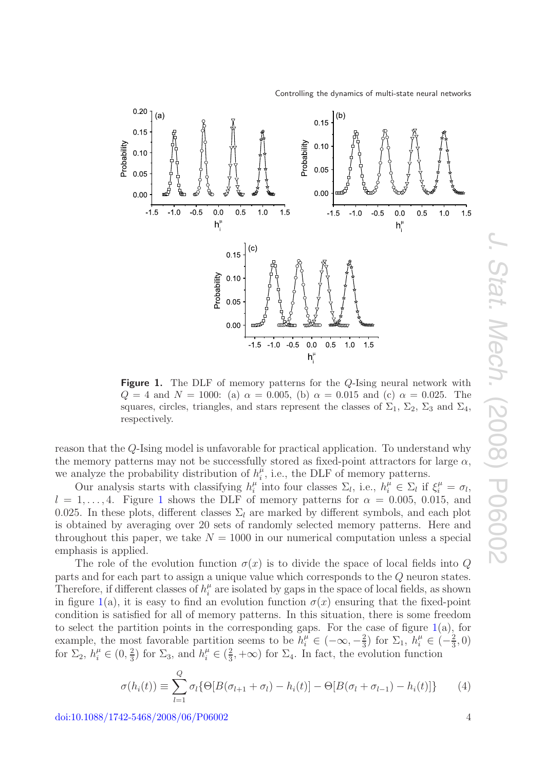**Figure 1.** The DLF of memory patterns for the $Q$-Ising neural network with $Q = 4$ and $N = 1000$: (a) $\alpha = 0.005$, (b) $\alpha = 0.015$ and (c) $\alpha = 0.025$. The squares, circles, triangles, and stars represent the classes of $\Sigma_1$, $\Sigma_2$, $\Sigma_3$ and $\Sigma_4$, respectively.

reason that the $Q$-Ising model is unfavorable for practical application. To understand why the memory patterns may not be successfully stored as fixed-point attractors for large $\alpha$, we analyze the probability distribution of $h_i^\mu$, i.e., the DLF of memory patterns.

Our analysis starts with classifying $h_i^\mu$ into four classes $\Sigma_l$, i.e., $h_i^\mu \in \Sigma_l$ if $\xi_i^\mu = \sigma_l$, $l = 1, \ldots, 4$. Figure 1 shows the DLF of memory patterns for $\alpha = 0.005$, $0.015$, and $0.025$. In these plots, different classes $\Sigma_l$ are marked by different symbols, and each plot is obtained by averaging over 20 sets of randomly selected memory patterns. Here and throughout this paper, we take $N = 1000$ in our numerical computation unless a special emphasis is applied.

The role of the evolution function $\sigma(x)$ is to divide the space of local fields into $Q$ parts and for each part to assign a unique value which corresponds to the $Q$ neuron states. Therefore, if different classes of $h_i^\mu$ are isolated by gaps in the space of local fields, as shown in figure 1(a), it is easy to find an evolution function $\sigma(x)$ ensuring that the fixed-point condition is satisfied for all of memory patterns. In this situation, there is some freedom to select the partition points in the corresponding gaps. For the case of figure 1(a), for example, the most favorable partition seems to be $h_i^\mu \in (-\infty, -\frac{2}{3})$ for $\Sigma_1$, $h_i^\mu \in (-\frac{2}{3}, 0)$ for $\Sigma_2$, $h_i^\mu \in (0, \frac{2}{3})$ for $\Sigma_3$, and $h_i^\mu \in (\frac{2}{3}, +\infty)$ for $\Sigma_4$. In fact, the evolution function

$$\sigma(h_i(t)) \equiv \sum_{l=1}^{Q} \sigma_l \{\Theta[B(\sigma_{l+1} + \sigma_l) - h_i(t)] - \Theta[B(\sigma_l + \sigma_{l-1}) - h_i(t)]\} \tag{4}$$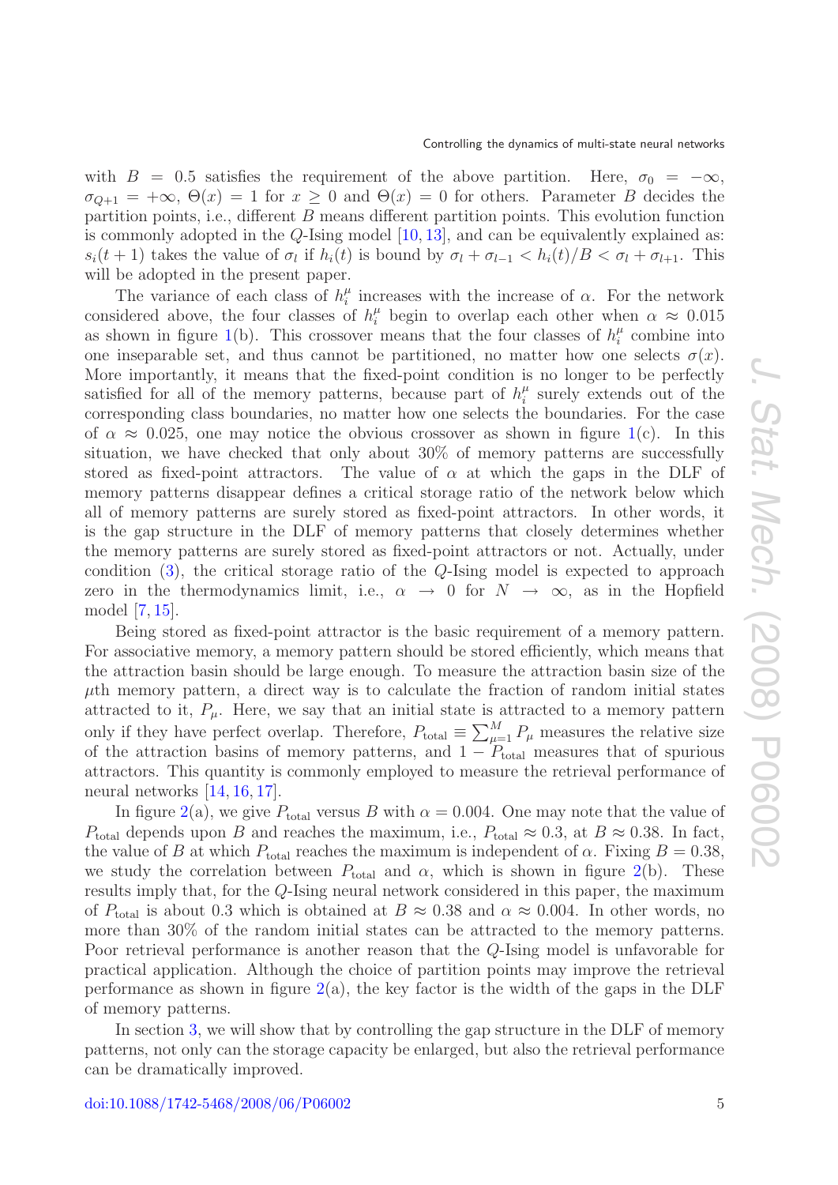with $B = 0.5$ satisfies the requirement of the above partition. Here, $\sigma_0 = -\infty$, $\sigma_{Q+1} = +\infty$, $\Theta(x) = 1$ for $x \geq 0$ and $\Theta(x) = 0$ for others. Parameter $B$ decides the partition points, i.e., different $B$ means different partition points. This evolution function is commonly adopted in the $Q$-Ising model [10, 13], and can be equivalently explained as: $s_i(t+1)$ takes the value of $\sigma_l$ if $h_i(t)$ is bound by $\sigma_l + \sigma_{l-1} < h_i(t)/B < \sigma_l + \sigma_{l+1}$. This will be adopted in the present paper.

The variance of each class of $h_i^\mu$ increases with the increase of $\alpha$. For the network considered above, the four classes of $h_i^\mu$ begin to overlap each other when $\alpha \approx 0.015$ as shown in figure 1(b). This crossover means that the four classes of $h_i^\mu$ combine into one inseparable set, and thus cannot be partitioned, no matter how one selects $\sigma(x)$. More importantly, it means that the fixed-point condition is no longer to be perfectly satisfied for all of the memory patterns, because part of $h_i^\mu$ surely extends out of the corresponding class boundaries, no matter how one selects the boundaries. For the case of $\alpha \approx 0.025$, one may notice the obvious crossover as shown in figure 1(c). In this situation, we have checked that only about 30% of memory patterns are successfully stored as fixed-point attractors. The value of $\alpha$ at which the gaps in the DLF of memory patterns disappear defines a critical storage ratio of the network below which all of memory patterns are surely stored as fixed-point attractors. In other words, it is the gap structure in the DLF of memory patterns that closely determines whether the memory patterns are surely stored as fixed-point attractors or not. Actually, under condition (3), the critical storage ratio of the $Q$-Ising model is expected to approach zero in the thermodynamics limit, i.e., $\alpha \to 0$ for $N \to \infty$, as in the Hopfield model [7, 15].

Being stored as fixed-point attractor is the basic requirement of a memory pattern. For associative memory, a memory pattern should be stored efficiently, which means that the attraction basin should be large enough. To measure the attraction basin size of the $\mu$th memory pattern, a direct way is to calculate the fraction of random initial states attracted to it, $P_\mu$. Here, we say that an initial state is attracted to a memory pattern only if they have perfect overlap. Therefore, $P_{\text{total}} \equiv \sum_{\mu=1}^{M} P_\mu$ measures the relative size of the attraction basins of memory patterns, and $1 - P_{\text{total}}$ measures that of spurious attractors. This quantity is commonly employed to measure the retrieval performance of neural networks [14, 16, 17].

In figure 2(a), we give $P_{\text{total}}$ versus $B$ with $\alpha = 0.004$. One may note that the value of $P_{\text{total}}$ depends upon $B$ and reaches the maximum, i.e., $P_{\text{total}} \approx 0.3$, at $B \approx 0.38$. In fact, the value of $B$ at which $P_{\text{total}}$ reaches the maximum is independent of $\alpha$. Fixing $B = 0.38$, we study the correlation between $P_{\text{total}}$ and $\alpha$, which is shown in figure 2(b). These results imply that, for the $Q$-Ising neural network considered in this paper, the maximum of $P_{\text{total}}$ is about 0.3 which is obtained at $B \approx 0.38$ and $\alpha \approx 0.004$. In other words, no more than 30% of the random initial states can be attracted to the memory patterns. Poor retrieval performance is another reason that the $Q$-Ising model is unfavorable for practical application. Although the choice of partition points may improve the retrieval performance as shown in figure 2(a), the key factor is the width of the gaps in the DLF of memory patterns.

In section 3, we will show that by controlling the gap structure in the DLF of memory patterns, not only can the storage capacity be enlarged, but also the retrieval performance can be dramatically improved.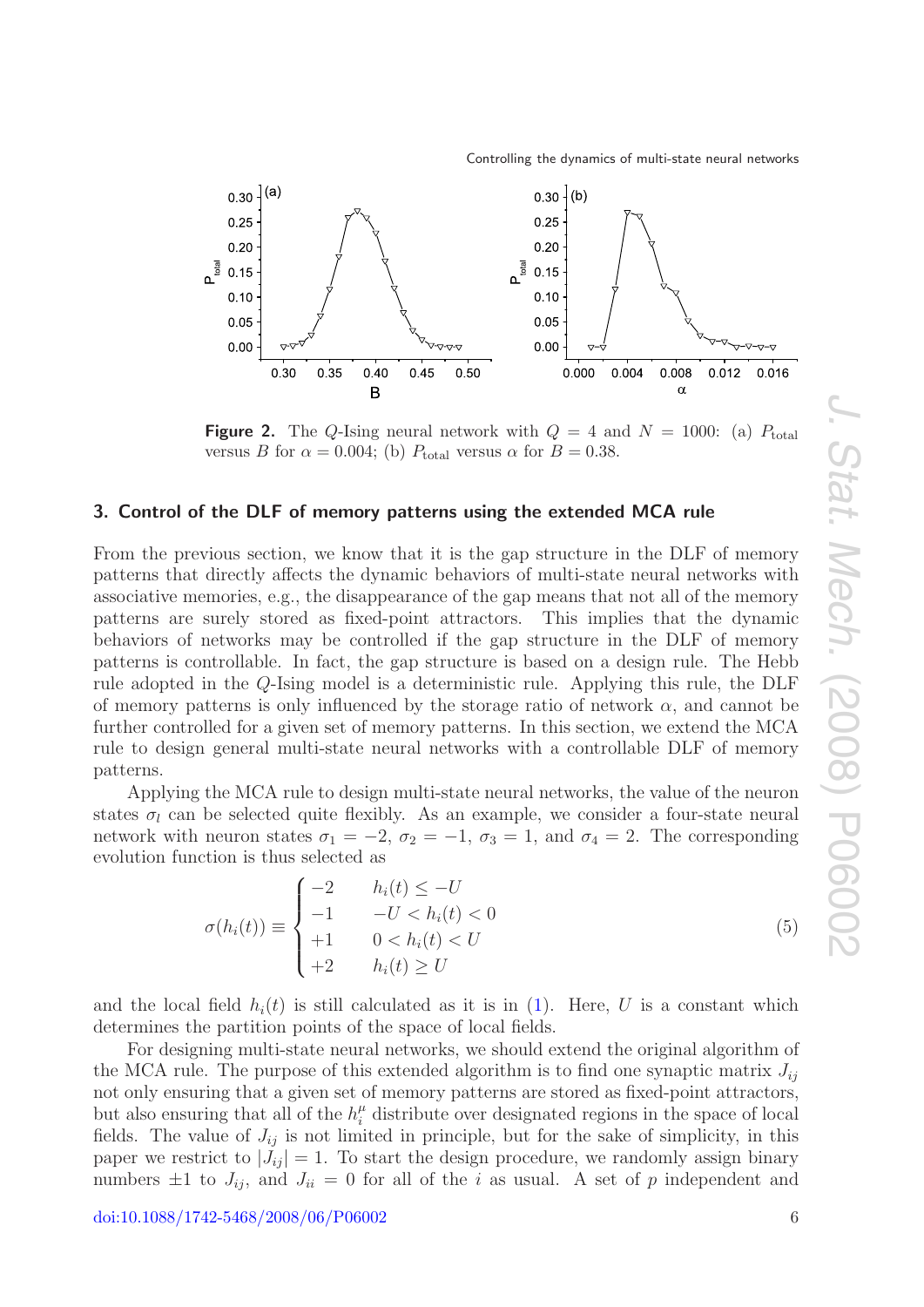**Figure 2.** The $Q$-Ising neural network with $Q = 4$ and $N = 1000$: (a) $P_{\text{total}}$ versus $B$ for $\alpha = 0.004$; (b) $P_{\text{total}}$ versus $\alpha$ for $B = 0.38$.

## 3. Control of the DLF of memory patterns using the extended MCA rule

From the previous section, we know that it is the gap structure in the DLF of memory patterns that directly affects the dynamic behaviors of multi-state neural networks with associative memories, e.g., the disappearance of the gap means that not all of the memory patterns are surely stored as fixed-point attractors. This implies that the dynamic behaviors of networks may be controlled if the gap structure in the DLF of memory patterns is controllable. In fact, the gap structure is based on a design rule. The Hebb rule adopted in the $Q$-Ising model is a deterministic rule. Applying this rule, the DLF of memory patterns is only influenced by the storage ratio of network $\alpha$, and cannot be further controlled for a given set of memory patterns. In this section, we extend the MCA rule to design general multi-state neural networks with a controllable DLF of memory patterns.

Applying the MCA rule to design multi-state neural networks, the value of the neuron states $\sigma_l$ can be selected quite flexibly. As an example, we consider a four-state neural network with neuron states $\sigma_1 = -2$, $\sigma_2 = -1$, $\sigma_3 = 1$, and $\sigma_4 = 2$. The corresponding evolution function is thus selected as

$$\sigma(h_i(t)) \equiv \begin{cases} -2 & h_i(t) \le -U \\ -1 & -U < h_i(t) < 0 \\ +1 & 0 < h_i(t) < U \\ +2 & h_i(t) \ge U \end{cases} \tag{5}$$

and the local field $h_i(t)$ is still calculated as it is in (1). Here, $U$ is a constant which determines the partition points of the space of local fields.

For designing multi-state neural networks, we should extend the original algorithm of the MCA rule. The purpose of this extended algorithm is to find one synaptic matrix $J_{ij}$ not only ensuring that a given set of memory patterns are stored as fixed-point attractors, but also ensuring that all of the $h_i^\mu$ distribute over designated regions in the space of local fields. The value of $J_{ij}$ is not limited in principle, but for the sake of simplicity, in this paper we restrict to $|J_{ij}| = 1$. To start the design procedure, we randomly assign binary numbers $\pm 1$ to $J_{ij}$, and $J_{ii} = 0$ for all of the $i$ as usual. A set of $p$ independent and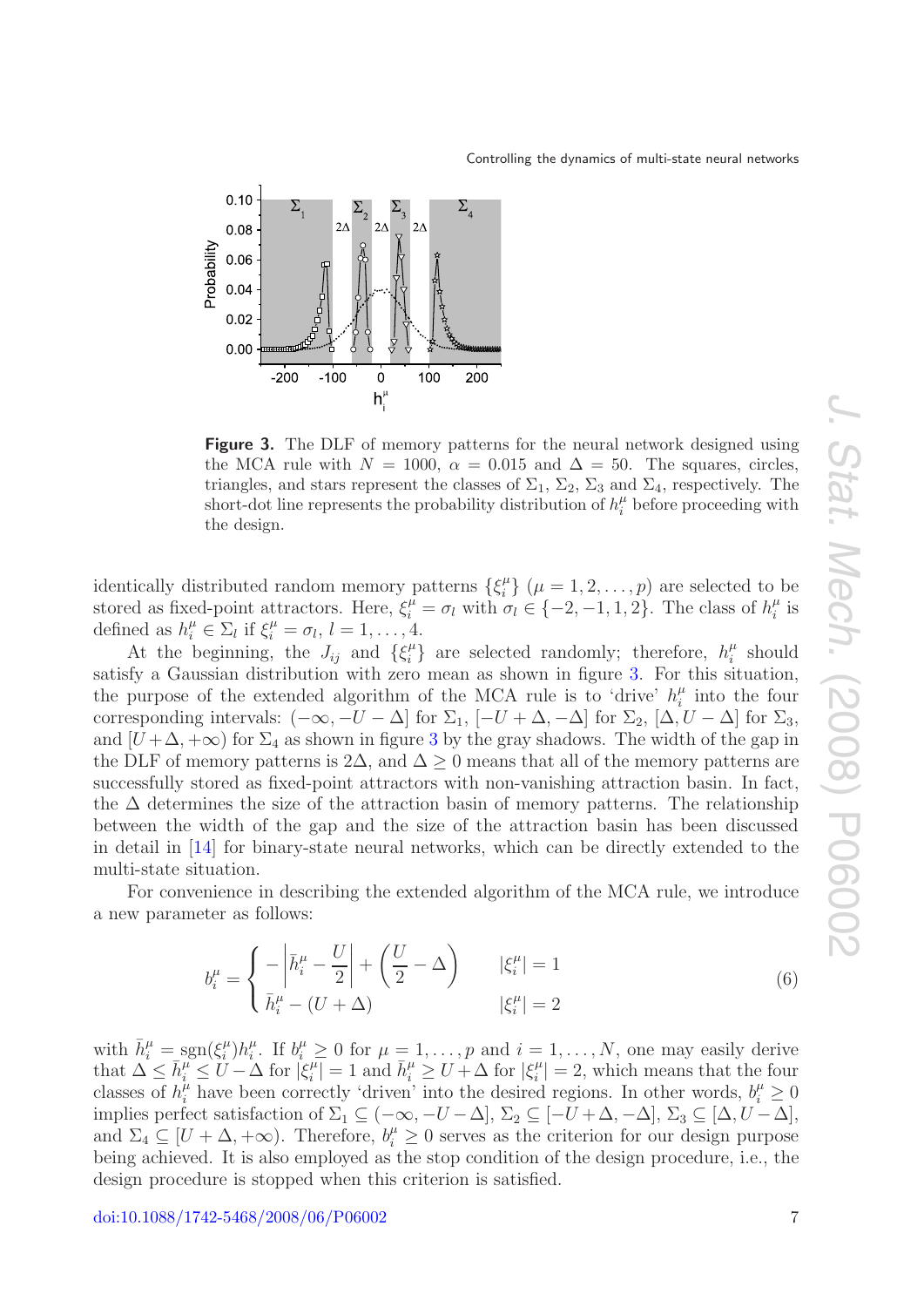**Figure 3.** The DLF of memory patterns for the neural network designed using the MCA rule with $N = 1000$, $\alpha = 0.015$ and $\Delta = 50$. The squares, circles, triangles, and stars represent the classes of $\Sigma_1$, $\Sigma_2$, $\Sigma_3$ and $\Sigma_4$, respectively. The short-dot line represents the probability distribution of $h_i^\mu$ before proceeding with the design.

identically distributed random memory patterns $\{\xi_i^\mu\}$ ($\mu = 1, 2, \ldots, p$) are selected to be stored as fixed-point attractors. Here, $\xi_i^\mu = \sigma_l$ with $\sigma_l \in \{-2, -1, 1, 2\}$. The class of $h_i^\mu$ is defined as $h_i^\mu \in \Sigma_l$ if $\xi_i^\mu = \sigma_l$, $l = 1, \ldots, 4$.

At the beginning, the $J_{ij}$ and $\{\xi_i^\mu\}$ are selected randomly; therefore, $h_i^\mu$ should satisfy a Gaussian distribution with zero mean as shown in figure 3. For this situation, the purpose of the extended algorithm of the MCA rule is to 'drive' $h_i^\mu$ into the four corresponding intervals: $(-\infty, -U - \Delta]$ for $\Sigma_1$, $[-U + \Delta, -\Delta]$ for $\Sigma_2$, $[\Delta, U - \Delta]$ for $\Sigma_3$, and $[U + \Delta, +\infty)$ for $\Sigma_4$ as shown in figure 3 by the gray shadows. The width of the gap in the DLF of memory patterns is $2\Delta$, and $\Delta \geq 0$ means that all of the memory patterns are successfully stored as fixed-point attractors with non-vanishing attraction basin. In fact, the $\Delta$ determines the size of the attraction basin of memory patterns. The relationship between the width of the gap and the size of the attraction basin has been discussed in detail in [14] for binary-state neural networks, which can be directly extended to the multi-state situation.

For convenience in describing the extended algorithm of the MCA rule, we introduce a new parameter as follows:

$$b_i^\mu = \begin{cases} -\left|\bar{h}_i^\mu - \dfrac{U}{2}\right| + \left(\dfrac{U}{2} - \Delta\right) & |\xi_i^\mu| = 1 \\ \bar{h}_i^\mu - (U + \Delta) & |\xi_i^\mu| = 2 \end{cases} \tag{6}$$

with $\bar{h}_i^\mu = \mathrm{sgn}(\xi_i^\mu) h_i^\mu$. If $b_i^\mu \geq 0$ for $\mu = 1, \ldots, p$ and $i = 1, \ldots, N$, one may easily derive that $\Delta \leq \bar{h}_i^\mu \leq U - \Delta$ for $|\xi_i^\mu| = 1$ and $\bar{h}_i^\mu \geq U + \Delta$ for $|\xi_i^\mu| = 2$, which means that the four classes of $h_i^\mu$ have been correctly 'driven' into the desired regions. In other words, $b_i^\mu \geq 0$ implies perfect satisfaction of $\Sigma_1 \subseteq (-\infty, -U - \Delta]$, $\Sigma_2 \subseteq [-U + \Delta, -\Delta]$, $\Sigma_3 \subseteq [\Delta, U - \Delta]$, and $\Sigma_4 \subseteq [U + \Delta, +\infty)$. Therefore, $b_i^\mu \geq 0$ serves as the criterion for our design purpose being achieved. It is also employed as the stop condition of the design procedure, i.e., the design procedure is stopped when this criterion is satisfied.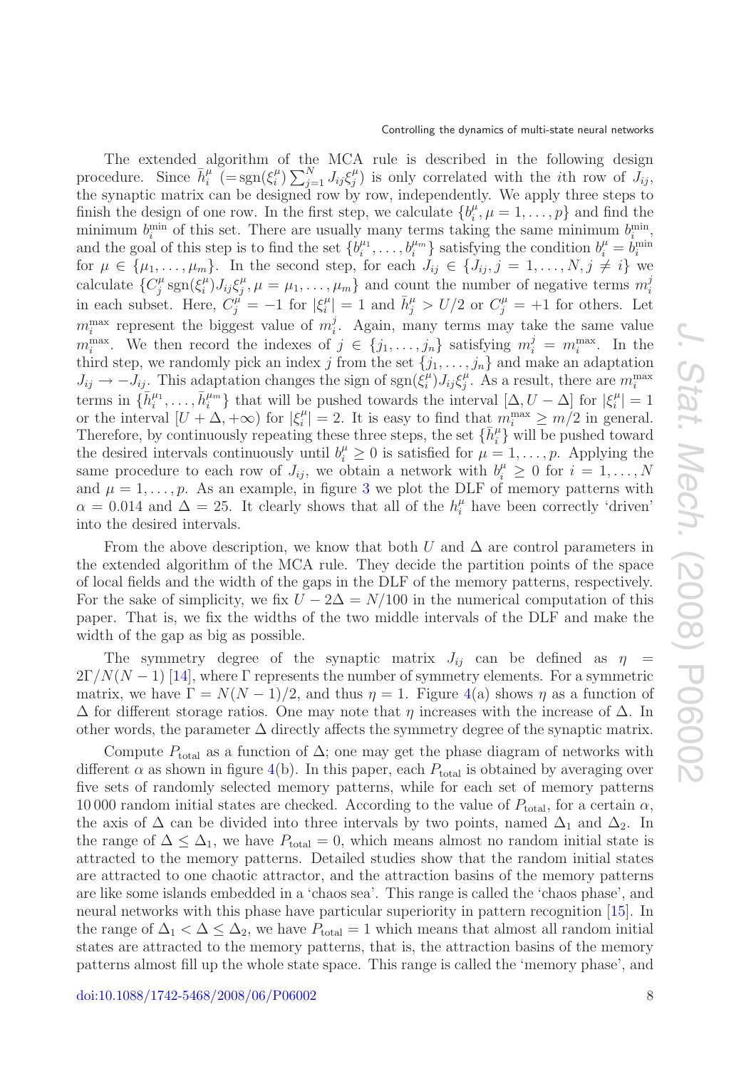The extended algorithm of the MCA rule is described in the following design procedure. Since $\bar{h}_i^\mu$ $(=\mathrm{sgn}(\xi_i^\mu)\sum_{j=1}^N J_{ij}\xi_j^\mu)$ is only correlated with the $i$th row of $J_{ij}$, the synaptic matrix can be designed row by row, independently. We apply three steps to finish the design of one row. In the first step, we calculate $\{b_i^\mu, \mu = 1,\ldots,p\}$ and find the minimum $b_i^{\min}$ of this set. There are usually many terms taking the same minimum $b_i^{\min}$, and the goal of this step is to find the set $\{b_i^{\mu_1},\ldots,b_i^{\mu_m}\}$ satisfying the condition $b_i^\mu = b_i^{\min}$ for $\mu \in \{\mu_1,\ldots,\mu_m\}$. In the second step, for each $J_{ij} \in \{J_{ij}, j = 1,\ldots,N, j \neq i\}$ we calculate $\{C_j^\mu\, \mathrm{sgn}(\xi_i^\mu)J_{ij}\xi_j^\mu, \mu = \mu_1,\ldots,\mu_m\}$ and count the number of negative terms $m_i^j$ in each subset. Here, $C_j^\mu = -1$ for $|\xi_i^\mu| = 1$ and $\bar{h}_j^\mu > U/2$ or $C_j^\mu = +1$ for others. Let $m_i^{\max}$ represent the biggest value of $m_i^j$. Again, many terms may take the same value $m_i^{\max}$. We then record the indexes of $j \in \{j_1,\ldots,j_n\}$ satisfying $m_i^j = m_i^{\max}$. In the third step, we randomly pick an index $j$ from the set $\{j_1,\ldots,j_n\}$ and make an adaptation $J_{ij} \to -J_{ij}$. This adaptation changes the sign of $\mathrm{sgn}(\xi_i^\mu)J_{ij}\xi_j^\mu$. As a result, there are $m_i^{\max}$ terms in $\{\bar{h}_i^{\mu_1},\ldots,\bar{h}_i^{\mu_m}\}$ that will be pushed towards the interval $[\Delta, U-\Delta]$ for $|\xi_i^\mu| = 1$ or the interval $[U+\Delta, +\infty)$ for $|\xi_i^\mu| = 2$. It is easy to find that $m_i^{\max} \geq m/2$ in general. Therefore, by continuously repeating these three steps, the set $\{\bar{h}_i^\mu\}$ will be pushed toward the desired intervals continuously until $b_i^\mu \geq 0$ is satisfied for $\mu = 1,\ldots,p$. Applying the same procedure to each row of $J_{ij}$, we obtain a network with $b_i^\mu \geq 0$ for $i = 1,\ldots,N$ and $\mu = 1,\ldots,p$. As an example, in figure 3 we plot the DLF of memory patterns with $\alpha = 0.014$ and $\Delta = 25$. It clearly shows that all of the $h_i^\mu$ have been correctly 'driven' into the desired intervals.

From the above description, we know that both $U$ and $\Delta$ are control parameters in the extended algorithm of the MCA rule. They decide the partition points of the space of local fields and the width of the gaps in the DLF of the memory patterns, respectively. For the sake of simplicity, we fix $U - 2\Delta = N/100$ in the numerical computation of this paper. That is, we fix the widths of the two middle intervals of the DLF and make the width of the gap as big as possible.

The symmetry degree of the synaptic matrix $J_{ij}$ can be defined as $\eta = 2\Gamma/N(N-1)$ [14], where $\Gamma$ represents the number of symmetry elements. For a symmetric matrix, we have $\Gamma = N(N-1)/2$, and thus $\eta = 1$. Figure 4(a) shows $\eta$ as a function of $\Delta$ for different storage ratios. One may note that $\eta$ increases with the increase of $\Delta$. In other words, the parameter $\Delta$ directly affects the symmetry degree of the synaptic matrix.

Compute $P_{\text{total}}$ as a function of $\Delta$; one may get the phase diagram of networks with different $\alpha$ as shown in figure 4(b). In this paper, each $P_{\text{total}}$ is obtained by averaging over five sets of randomly selected memory patterns, while for each set of memory patterns 10 000 random initial states are checked. According to the value of $P_{\text{total}}$, for a certain $\alpha$, the axis of $\Delta$ can be divided into three intervals by two points, named $\Delta_1$ and $\Delta_2$. In the range of $\Delta \leq \Delta_1$, we have $P_{\text{total}} = 0$, which means almost no random initial state is attracted to the memory patterns. Detailed studies show that the random initial states are attracted to one chaotic attractor, and the attraction basins of the memory patterns are like some islands embedded in a 'chaos sea'. This range is called the 'chaos phase', and neural networks with this phase have particular superiority in pattern recognition [15]. In the range of $\Delta_1 < \Delta \leq \Delta_2$, we have $P_{\text{total}} = 1$ which means that almost all random initial states are attracted to the memory patterns, that is, the attraction basins of the memory patterns almost fill up the whole state space. This range is called the 'memory phase', and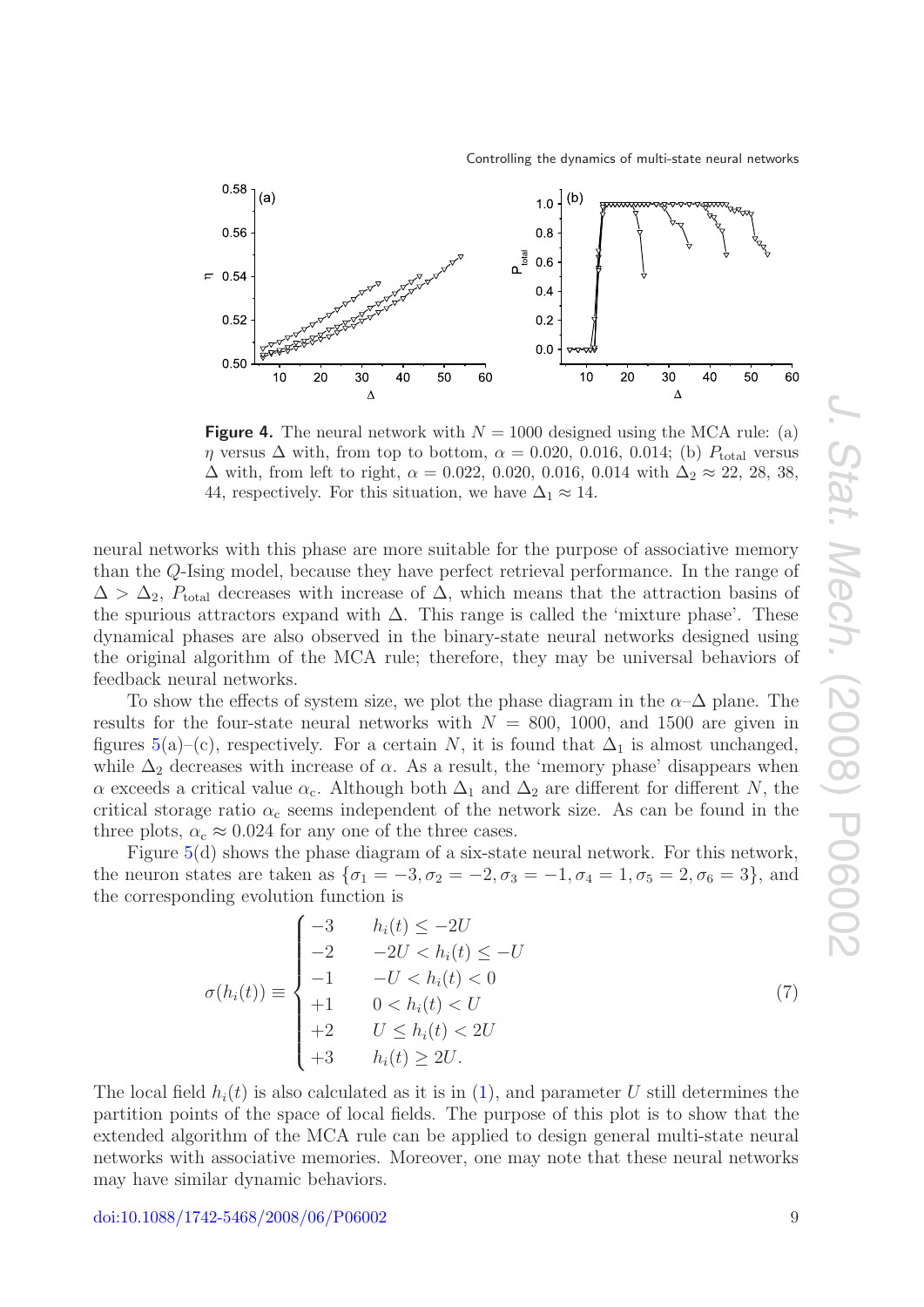**Figure 4.** The neural network with $N = 1000$ designed using the MCA rule: (a) $\eta$ versus $\Delta$ with, from top to bottom, $\alpha = 0.020$, 0.016, 0.014; (b) $P_{\text{total}}$ versus $\Delta$ with, from left to right, $\alpha = 0.022$, 0.020, 0.016, 0.014 with $\Delta_2 \approx 22$, 28, 38, 44, respectively. For this situation, we have $\Delta_1 \approx 14$.

neural networks with this phase are more suitable for the purpose of associative memory than the $Q$-Ising model, because they have perfect retrieval performance. In the range of $\Delta > \Delta_2$, $P_{\text{total}}$ decreases with increase of $\Delta$, which means that the attraction basins of the spurious attractors expand with $\Delta$. This range is called the 'mixture phase'. These dynamical phases are also observed in the binary-state neural networks designed using the original algorithm of the MCA rule; therefore, they may be universal behaviors of feedback neural networks.

To show the effects of system size, we plot the phase diagram in the $\alpha$–$\Delta$ plane. The results for the four-state neural networks with $N = 800$, 1000, and 1500 are given in figures 5(a)–(c), respectively. For a certain $N$, it is found that $\Delta_1$ is almost unchanged, while $\Delta_2$ decreases with increase of $\alpha$. As a result, the 'memory phase' disappears when $\alpha$ exceeds a critical value $\alpha_c$. Although both $\Delta_1$ and $\Delta_2$ are different for different $N$, the critical storage ratio $\alpha_c$ seems independent of the network size. As can be found in the three plots, $\alpha_c \approx 0.024$ for any one of the three cases.

Figure 5(d) shows the phase diagram of a six-state neural network. For this network, the neuron states are taken as $\{\sigma_1 = -3, \sigma_2 = -2, \sigma_3 = -1, \sigma_4 = 1, \sigma_5 = 2, \sigma_6 = 3\}$, and the corresponding evolution function is

$$\sigma(h_i(t)) \equiv \begin{cases} -3 & h_i(t) \le -2U \\ -2 & -2U < h_i(t) \le -U \\ -1 & -U < h_i(t) < 0 \\ +1 & 0 < h_i(t) < U \\ +2 & U \le h_i(t) < 2U \\ +3 & h_i(t) \ge 2U. \end{cases} \tag{7}$$

The local field $h_i(t)$ is also calculated as it is in (1), and parameter $U$ still determines the partition points of the space of local fields. The purpose of this plot is to show that the extended algorithm of the MCA rule can be applied to design general multi-state neural networks with associative memories. Moreover, one may note that these neural networks may have similar dynamic behaviors.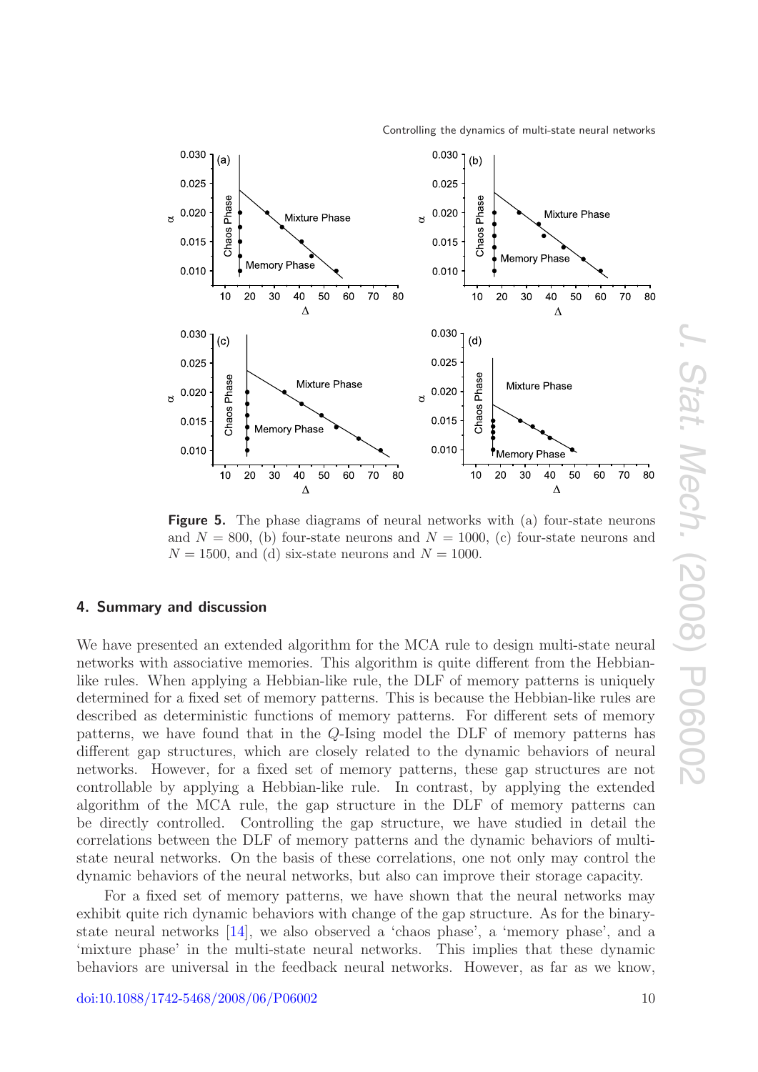**Figure 5.** The phase diagrams of neural networks with (a) four-state neurons and $N = 800$, (b) four-state neurons and $N = 1000$, (c) four-state neurons and $N = 1500$, and (d) six-state neurons and $N = 1000$.

## 4. Summary and discussion

We have presented an extended algorithm for the MCA rule to design multi-state neural networks with associative memories. This algorithm is quite different from the Hebbian-like rules. When applying a Hebbian-like rule, the DLF of memory patterns is uniquely determined for a fixed set of memory patterns. This is because the Hebbian-like rules are described as deterministic functions of memory patterns. For different sets of memory patterns, we have found that in the $Q$-Ising model the DLF of memory patterns has different gap structures, which are closely related to the dynamic behaviors of neural networks. However, for a fixed set of memory patterns, these gap structures are not controllable by applying a Hebbian-like rule. In contrast, by applying the extended algorithm of the MCA rule, the gap structure in the DLF of memory patterns can be directly controlled. Controlling the gap structure, we have studied in detail the correlations between the DLF of memory patterns and the dynamic behaviors of multi-state neural networks. On the basis of these correlations, one not only may control the dynamic behaviors of the neural networks, but also can improve their storage capacity.

For a fixed set of memory patterns, we have shown that the neural networks may exhibit quite rich dynamic behaviors with change of the gap structure. As for the binary-state neural networks [14], we also observed a 'chaos phase', a 'memory phase', and a 'mixture phase' in the multi-state neural networks. This implies that these dynamic behaviors are universal in the feedback neural networks. However, as far as we know,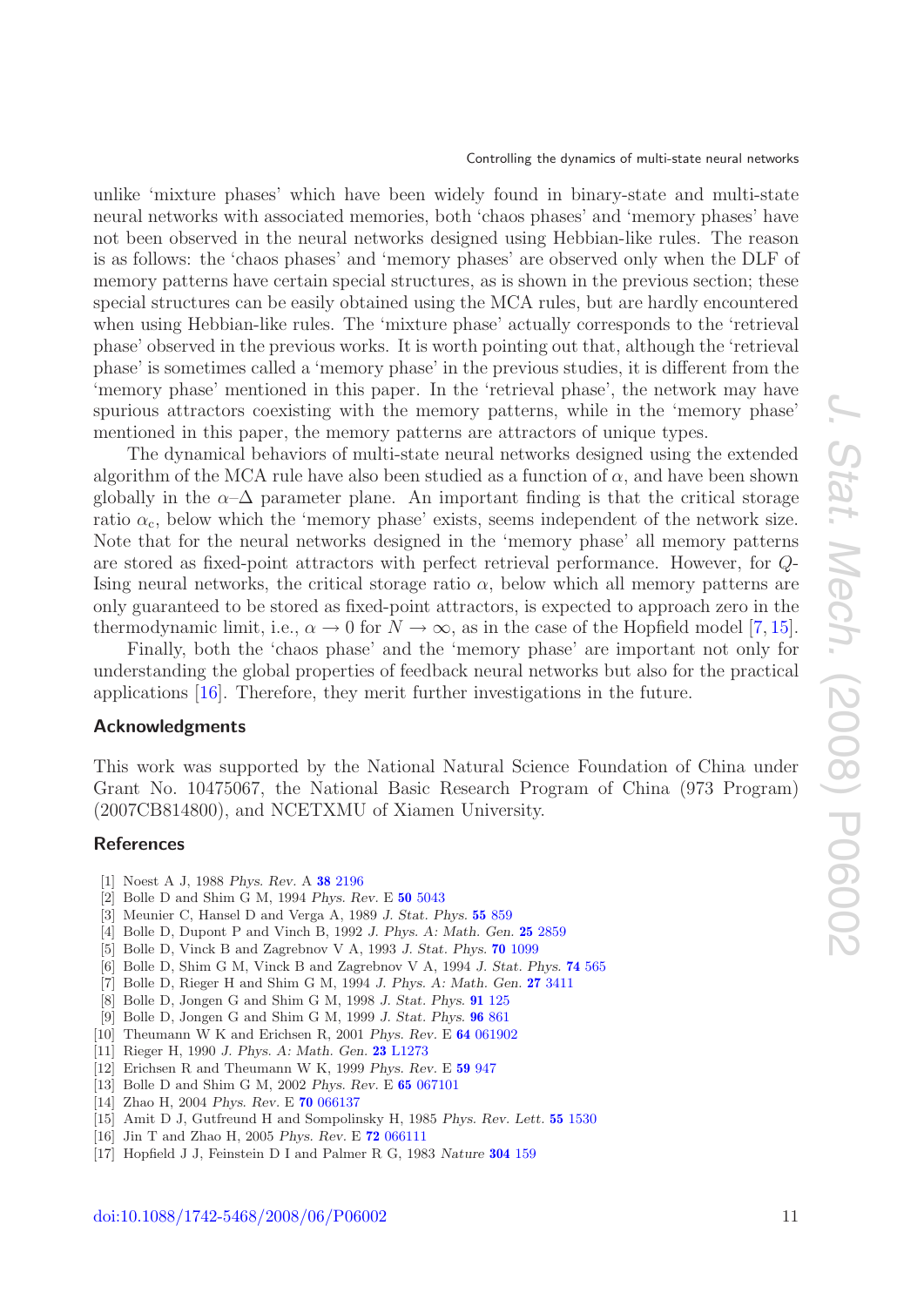unlike 'mixture phases' which have been widely found in binary-state and multi-state neural networks with associated memories, both 'chaos phases' and 'memory phases' have not been observed in the neural networks designed using Hebbian-like rules. The reason is as follows: the 'chaos phases' and 'memory phases' are observed only when the DLF of memory patterns have certain special structures, as is shown in the previous section; these special structures can be easily obtained using the MCA rules, but are hardly encountered when using Hebbian-like rules. The 'mixture phase' actually corresponds to the 'retrieval phase' observed in the previous works. It is worth pointing out that, although the 'retrieval phase' is sometimes called a 'memory phase' in the previous studies, it is different from the 'memory phase' mentioned in this paper. In the 'retrieval phase', the network may have spurious attractors coexisting with the memory patterns, while in the 'memory phase' mentioned in this paper, the memory patterns are attractors of unique types.

The dynamical behaviors of multi-state neural networks designed using the extended algorithm of the MCA rule have also been studied as a function of $\alpha$, and have been shown globally in the $\alpha$–$\Delta$ parameter plane. An important finding is that the critical storage ratio $\alpha_c$, below which the 'memory phase' exists, seems independent of the network size. Note that for the neural networks designed in the 'memory phase' all memory patterns are stored as fixed-point attractors with perfect retrieval performance. However, for $Q$-Ising neural networks, the critical storage ratio $\alpha$, below which all memory patterns are only guaranteed to be stored as fixed-point attractors, is expected to approach zero in the thermodynamic limit, i.e., $\alpha \to 0$ for $N \to \infty$, as in the case of the Hopfield model [7, 15].

Finally, both the 'chaos phase' and the 'memory phase' are important not only for understanding the global properties of feedback neural networks but also for the practical applications [16]. Therefore, they merit further investigations in the future.

## Acknowledgments

This work was supported by the National Natural Science Foundation of China under Grant No. 10475067, the National Basic Research Program of China (973 Program) (2007CB814800), and NCETXMU of Xiamen University.

## References

[1] Noest A J, 1988 *Phys. Rev.* A **38** 2196
[2] Bolle D and Shim G M, 1994 *Phys. Rev.* E **50** 5043
[3] Meunier C, Hansel D and Verga A, 1989 *J. Stat. Phys.* **55** 859
[4] Bolle D, Dupont P and Vinch B, 1992 *J. Phys. A: Math. Gen.* **25** 2859
[5] Bolle D, Vinck B and Zagrebnov V A, 1993 *J. Stat. Phys.* **70** 1099
[6] Bolle D, Shim G M, Vinck B and Zagrebnov V A, 1994 *J. Stat. Phys.* **74** 565
[7] Bolle D, Rieger H and Shim G M, 1994 *J. Phys. A: Math. Gen.* **27** 3411
[8] Bolle D, Jongen G and Shim G M, 1998 *J. Stat. Phys.* **91** 125
[9] Bolle D, Jongen G and Shim G M, 1999 *J. Stat. Phys.* **96** 861
[10] Theumann W K and Erichsen R, 2001 *Phys. Rev.* E **64** 061902
[11] Rieger H, 1990 *J. Phys. A: Math. Gen.* **23** L1273
[12] Erichsen R and Theumann W K, 1999 *Phys. Rev.* E **59** 947
[13] Bolle D and Shim G M, 2002 *Phys. Rev.* E **65** 067101
[14] Zhao H, 2004 *Phys. Rev.* E **70** 066137
[15] Amit D J, Gutfreund H and Sompolinsky H, 1985 *Phys. Rev. Lett.* **55** 1530
[16] Jin T and Zhao H, 2005 *Phys. Rev.* E **72** 066111
[17] Hopfield J J, Feinstein D I and Palmer R G, 1983 *Nature* **304** 159